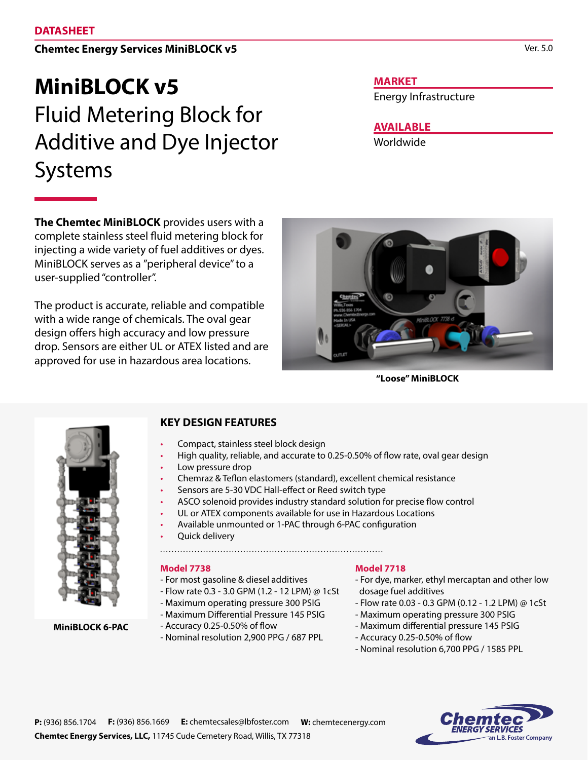DATASHEET

**Chemtec Energy Services MiniBLOCK v5**

Ver. 5.0

# MiniBLOCK v5

## Fluid Metering Block for Additive and Dye Injector Systems

**MARKET**

Energy Infrastructure

**AVAILABLE**

Worldwide

**The Chemtec MiniBLOCK** provides users with a complete stainless steel fluid metering block for injecting a wide variety of fuel additives or dyes. MiniBLOCK serves as a "peripheral device" to a user-supplied "controller".

The product is accurate, reliable and compatible with a wide range of chemicals. The oval gear design offers high accuracy and low pressure drop. Sensors are either UL or ATEX listed and are approved for use in hazardous area locations.

**"Loose" MiniBLOCK**

**MiniBLOCK 6-PAC**

### KEY DESIGN FEATURES

- Compact, stainless steel block design
- High quality, reliable, and accurate to 0.25-0.50% of flow rate, oval gear design
- Low pressure drop
- Chemraz & Teflon elastomers (standard), excellent chemical resistance
- Sensors are 5-30 VDC Hall-effect or Reed switch type
- ASCO solenoid provides industry standard solution for precise flow control
- UL or ATEX components available for use in Hazardous Locations
- Available unmounted or 1-PAC through 6-PAC configuration
- Quick delivery

**Model 7738**

- For most gasoline & diesel additives
- Flow rate 0.3 - 3.0 GPM (1.2 - 12 LPM) @ 1cSt
- Maximum operating pressure 300 PSIG
- Maximum Differential Pressure 145 PSIG
- Accuracy 0.25-0.50% of flow
- Nominal resolution 2,900 PPG / 687 PPL

**Model 7718**

- For dye, marker, ethyl mercaptan and other low dosage fuel additives
- Flow rate 0.03 - 0.3 GPM (0.12 - 1.2 LPM) @ 1cSt
- Maximum operating pressure 300 PSIG
- Maximum differential pressure 145 PSIG
- Accuracy 0.25-0.50% of flow
- Nominal resolution 6,700 PPG / 1585 PPL

**P:** (936) 856.1704 **F:** (936) 856.1669 **E:** chemtecsales@lbfoster.com **W:** chemtecenergy.com

**Chemtec Energy Services, LLC,** 11745 Cude Cemetery Road, Willis, TX 77318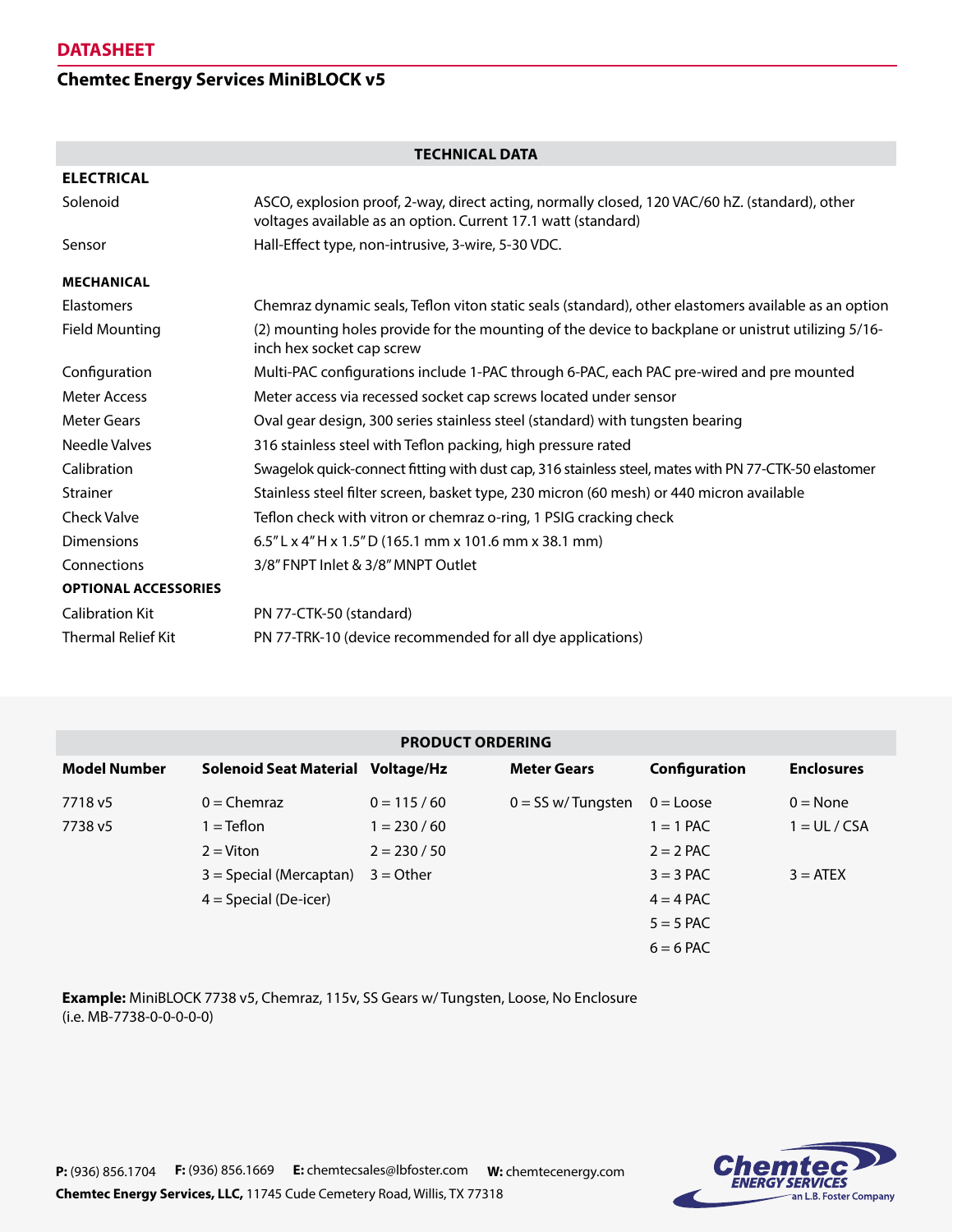## DATASHEET

### Chemtec Energy Services MiniBLOCK v5

| TECHNICAL DATA | |
|---|---|
| **ELECTRICAL** | |
| Solenoid | ASCO, explosion proof, 2-way, direct acting, normally closed, 120 VAC/60 hZ. (standard), other voltages available as an option. Current 17.1 watt (standard) |
| Sensor | Hall-Effect type, non-intrusive, 3-wire, 5-30 VDC. |
| **MECHANICAL** | |
| Elastomers | Chemraz dynamic seals, Teflon viton static seals (standard), other elastomers available as an option |
| Field Mounting | (2) mounting holes provide for the mounting of the device to backplane or unistrut utilizing 5/16-inch hex socket cap screw |
| Configuration | Multi-PAC configurations include 1-PAC through 6-PAC, each PAC pre-wired and pre mounted |
| Meter Access | Meter access via recessed socket cap screws located under sensor |
| Meter Gears | Oval gear design, 300 series stainless steel (standard) with tungsten bearing |
| Needle Valves | 316 stainless steel with Teflon packing, high pressure rated |
| Calibration | Swagelok quick-connect fitting with dust cap, 316 stainless steel, mates with PN 77-CTK-50 elastomer |
| Strainer | Stainless steel filter screen, basket type, 230 micron (60 mesh) or 440 micron available |
| Check Valve | Teflon check with vitron or chemraz o-ring, 1 PSIG cracking check |
| Dimensions | 6.5" L x 4" H x 1.5" D (165.1 mm x 101.6 mm x 38.1 mm) |
| Connections | 3/8" FNPT Inlet & 3/8" MNPT Outlet |
| **OPTIONAL ACCESSORIES** | |
| Calibration Kit | PN 77-CTK-50 (standard) |
| Thermal Relief Kit | PN 77-TRK-10 (device recommended for all dye applications) |

**PRODUCT ORDERING**

| Model Number | Solenoid Seat Material | Voltage/Hz | Meter Gears | Configuration | Enclosures |
|---|---|---|---|---|---|
| 7718 v5 | 0 = Chemraz | 0 = 115 / 60 | 0 = SS w/ Tungsten | 0 = Loose | 0 = None |
| 7738 v5 | 1 = Teflon | 1 = 230 / 60 | | 1 = 1 PAC | 1 = UL / CSA |
| | 2 = Viton | 2 = 230 / 50 | | 2 = 2 PAC | |
| | 3 = Special (Mercaptan) | 3 = Other | | 3 = 3 PAC | 3 = ATEX |
| | 4 = Special (De-icer) | | | 4 = 4 PAC | |
| | | | | 5 = 5 PAC | |
| | | | | 6 = 6 PAC | |

**Example:** MiniBLOCK 7738 v5, Chemraz, 115v, SS Gears w/ Tungsten, Loose, No Enclosure (i.e. MB-7738-0-0-0-0-0)

**P:** (936) 856.1704 **F:** (936) 856.1669 **E:** chemtecsales@lbfoster.com **W:** chemtecenergy.com

**Chemtec Energy Services, LLC,** 11745 Cude Cemetery Road, Willis, TX 77318

Chemtec ENERGY SERVICES an L.B. Foster Company